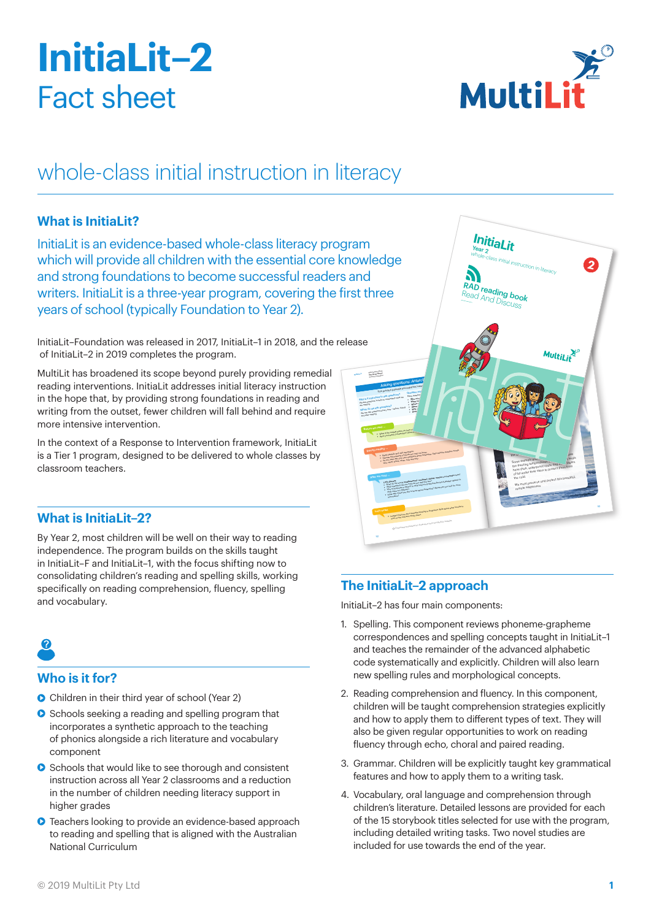# InitiaLit–2

## Fact sheet

## whole-class initial instruction in literacy

### What is InitiaLit?

InitiaLit is an evidence-based whole-class literacy program which will provide all children with the essential core knowledge and strong foundations to become successful readers and writers. InitiaLit is a three-year program, covering the first three years of school (typically Foundation to Year 2).

InitiaLit–Foundation was released in 2017, InitiaLit–1 in 2018, and the release of InitiaLit–2 in 2019 completes the program.

MultiLit has broadened its scope beyond purely providing remedial reading interventions. InitiaLit addresses initial literacy instruction in the hope that, by providing strong foundations in reading and writing from the outset, fewer children will fall behind and require more intensive intervention.

In the context of a Response to Intervention framework, InitiaLit is a Tier 1 program, designed to be delivered to whole classes by classroom teachers.

### What is InitiaLit–2?

By Year 2, most children will be well on their way to reading independence. The program builds on the skills taught in InitiaLit–F and InitiaLit–1, with the focus shifting now to consolidating children's reading and spelling skills, working specifically on reading comprehension, fluency, spelling and vocabulary.

### Who is it for?

- Children in their third year of school (Year 2)
- Schools seeking a reading and spelling program that incorporates a synthetic approach to the teaching of phonics alongside a rich literature and vocabulary component
- Schools that would like to see thorough and consistent instruction across all Year 2 classrooms and a reduction in the number of children needing literacy support in higher grades
- Teachers looking to provide an evidence-based approach to reading and spelling that is aligned with the Australian National Curriculum

### The InitiaLit–2 approach

InitiaLit–2 has four main components:

1. Spelling. This component reviews phoneme-grapheme correspondences and spelling concepts taught in InitiaLit–1 and teaches the remainder of the advanced alphabetic code systematically and explicitly. Children will also learn new spelling rules and morphological concepts.
2. Reading comprehension and fluency. In this component, children will be taught comprehension strategies explicitly and how to apply them to different types of text. They will also be given regular opportunities to work on reading fluency through echo, choral and paired reading.
3. Grammar. Children will be explicitly taught key grammatical features and how to apply them to a writing task.
4. Vocabulary, oral language and comprehension through children's literature. Detailed lessons are provided for each of the 15 storybook titles selected for use with the program, including detailed writing tasks. Two novel studies are included for use towards the end of the year.

© 2019 MultiLit Pty Ltd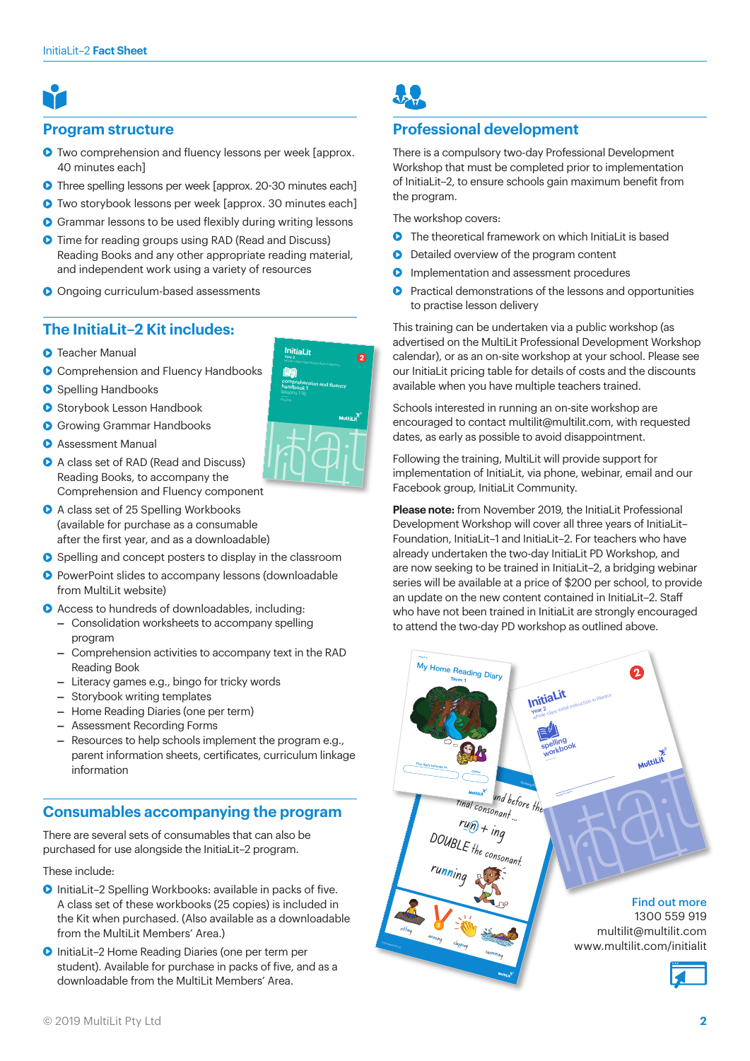## Program structure

- Two comprehension and fluency lessons per week [approx. 40 minutes each]
- Three spelling lessons per week [approx. 20-30 minutes each]
- Two storybook lessons per week [approx. 30 minutes each]
- Grammar lessons to be used flexibly during writing lessons
- Time for reading groups using RAD (Read and Discuss) Reading Books and any other appropriate reading material, and independent work using a variety of resources
- Ongoing curriculum-based assessments

## The InitiaLit–2 Kit includes:

- Teacher Manual
- Comprehension and Fluency Handbooks
- Spelling Handbooks
- Storybook Lesson Handbook
- Growing Grammar Handbooks
- Assessment Manual
- A class set of RAD (Read and Discuss) Reading Books, to accompany the Comprehension and Fluency component
- A class set of 25 Spelling Workbooks (available for purchase as a consumable after the first year, and as a downloadable)
- Spelling and concept posters to display in the classroom
- PowerPoint slides to accompany lessons (downloadable from MultiLit website)
- Access to hundreds of downloadables, including:
  - Consolidation worksheets to accompany spelling program
  - Comprehension activities to accompany text in the RAD Reading Book
  - Literacy games e.g., bingo for tricky words
  - Storybook writing templates
  - Home Reading Diaries (one per term)
  - Assessment Recording Forms
  - Resources to help schools implement the program e.g., parent information sheets, certificates, curriculum linkage information

## Consumables accompanying the program

There are several sets of consumables that can also be purchased for use alongside the InitiaLit–2 program.

These include:

- InitiaLit–2 Spelling Workbooks: available in packs of five. A class set of these workbooks (25 copies) is included in the Kit when purchased. (Also available as a downloadable from the MultiLit Members' Area.)
- InitiaLit–2 Home Reading Diaries (one per term per student). Available for purchase in packs of five, and as a downloadable from the MultiLit Members' Area.

## Professional development

There is a compulsory two-day Professional Development Workshop that must be completed prior to implementation of InitiaLit–2, to ensure schools gain maximum benefit from the program.

The workshop covers:

- The theoretical framework on which InitiaLit is based
- Detailed overview of the program content
- Implementation and assessment procedures
- Practical demonstrations of the lessons and opportunities to practise lesson delivery

This training can be undertaken via a public workshop (as advertised on the MultiLit Professional Development Workshop calendar), or as an on-site workshop at your school. Please see our InitiaLit pricing table for details of costs and the discounts available when you have multiple teachers trained.

Schools interested in running an on-site workshop are encouraged to contact multilit@multilit.com, with requested dates, as early as possible to avoid disappointment.

Following the training, MultiLit will provide support for implementation of InitiaLit, via phone, webinar, email and our Facebook group, InitiaLit Community.

**Please note:** from November 2019, the InitiaLit Professional Development Workshop will cover all three years of InitiaLit–Foundation, InitiaLit–1 and InitiaLit–2. For teachers who have already undertaken the two-day InitiaLit PD Workshop, and are now seeking to be trained in InitiaLit–2, a bridging webinar series will be available at a price of $200 per school, to provide an update on the new content contained in InitiaLit–2. Staff who have not been trained in InitiaLit are strongly encouraged to attend the two-day PD workshop as outlined above.

**Find out more**
1300 559 919
multilit@multilit.com
www.multilit.com/initialit

© 2019 MultiLit Pty Ltd